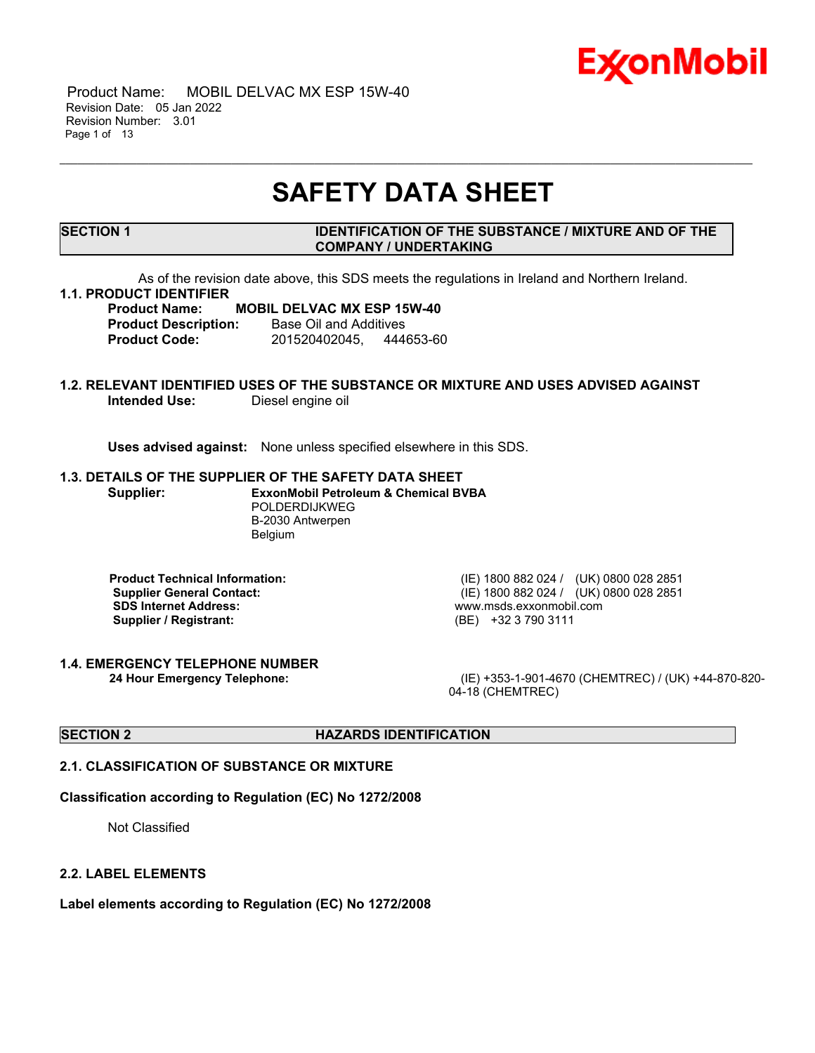# SAFETY DATA SHEET

## SECTION 1 IDENTIFICATION OF THE SUBSTANCE / MIXTURE AND OF THE COMPANY / UNDERTAKING

As of the revision date above, this SDS meets the regulations in Ireland and Northern Ireland.

### 1.1. PRODUCT IDENTIFIER

**Product Name:** **MOBIL DELVAC MX ESP 15W-40**
**Product Description:** Base Oil and Additives
**Product Code:** 201520402045, 444653-60

### 1.2. RELEVANT IDENTIFIED USES OF THE SUBSTANCE OR MIXTURE AND USES ADVISED AGAINST

**Intended Use:** Diesel engine oil

**Uses advised against:** None unless specified elsewhere in this SDS.

### 1.3. DETAILS OF THE SUPPLIER OF THE SAFETY DATA SHEET

**Supplier:** **ExxonMobil Petroleum & Chemical BVBA**
POLDERDIJKWEG
B-2030 Antwerpen
Belgium

| | |
|---|---|
| **Product Technical Information:** | (IE) 1800 882 024 / (UK) 0800 028 2851 |
| **Supplier General Contact:** | (IE) 1800 882 024 / (UK) 0800 028 2851 |
| **SDS Internet Address:** | www.msds.exxonmobil.com |
| **Supplier / Registrant:** | (BE) +32 3 790 3111 |

### 1.4. EMERGENCY TELEPHONE NUMBER

**24 Hour Emergency Telephone:** (IE) +353-1-901-4670 (CHEMTREC) / (UK) +44-870-820-04-18 (CHEMTREC)

## SECTION 2 HAZARDS IDENTIFICATION

### 2.1. CLASSIFICATION OF SUBSTANCE OR MIXTURE

**Classification according to Regulation (EC) No 1272/2008**

Not Classified

### 2.2. LABEL ELEMENTS

**Label elements according to Regulation (EC) No 1272/2008**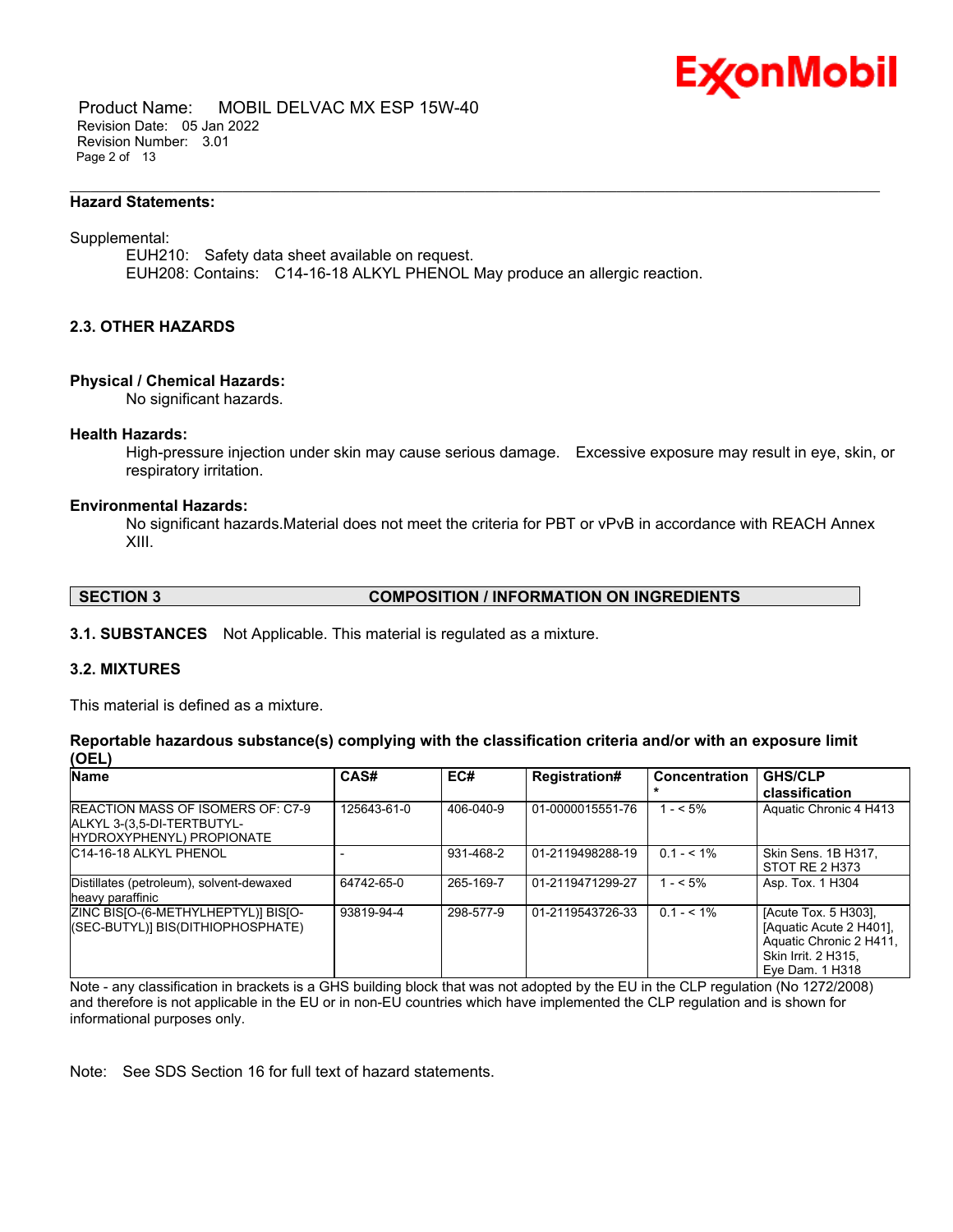**Hazard Statements:**

Supplemental:

EUH210: Safety data sheet available on request.
EUH208: Contains: C14-16-18 ALKYL PHENOL May produce an allergic reaction.

### 2.3. OTHER HAZARDS

**Physical / Chemical Hazards:**

No significant hazards.

**Health Hazards:**

High-pressure injection under skin may cause serious damage. Excessive exposure may result in eye, skin, or respiratory irritation.

**Environmental Hazards:**

No significant hazards.Material does not meet the criteria for PBT or vPvB in accordance with REACH Annex XIII.

## SECTION 3 COMPOSITION / INFORMATION ON INGREDIENTS

**3.1. SUBSTANCES** Not Applicable. This material is regulated as a mixture.

### 3.2. MIXTURES

This material is defined as a mixture.

**Reportable hazardous substance(s) complying with the classification criteria and/or with an exposure limit (OEL)**

| Name | CAS# | EC# | Registration# | Concentration* | GHS/CLP classification |
|---|---|---|---|---|---|
| REACTION MASS OF ISOMERS OF: C7-9 ALKYL 3-(3,5-DI-TERTBUTYL-HYDROXYPHENYL) PROPIONATE | 125643-61-0 | 406-040-9 | 01-0000015551-76 | 1 - < 5% | Aquatic Chronic 4 H413 |
| C14-16-18 ALKYL PHENOL | - | 931-468-2 | 01-2119498288-19 | 0.1 - < 1% | Skin Sens. 1B H317, STOT RE 2 H373 |
| Distillates (petroleum), solvent-dewaxed heavy paraffinic | 64742-65-0 | 265-169-7 | 01-2119471299-27 | 1 - < 5% | Asp. Tox. 1 H304 |
| ZINC BIS[O-(6-METHYLHEPTYL)] BIS[O-(SEC-BUTYL)] BIS(DITHIOPHOSPHATE) | 93819-94-4 | 298-577-9 | 01-2119543726-33 | 0.1 - < 1% | [Acute Tox. 5 H303], [Aquatic Acute 2 H401], Aquatic Chronic 2 H411, Skin Irrit. 2 H315, Eye Dam. 1 H318 |

Note - any classification in brackets is a GHS building block that was not adopted by the EU in the CLP regulation (No 1272/2008) and therefore is not applicable in the EU or in non-EU countries which have implemented the CLP regulation and is shown for informational purposes only.

Note: See SDS Section 16 for full text of hazard statements.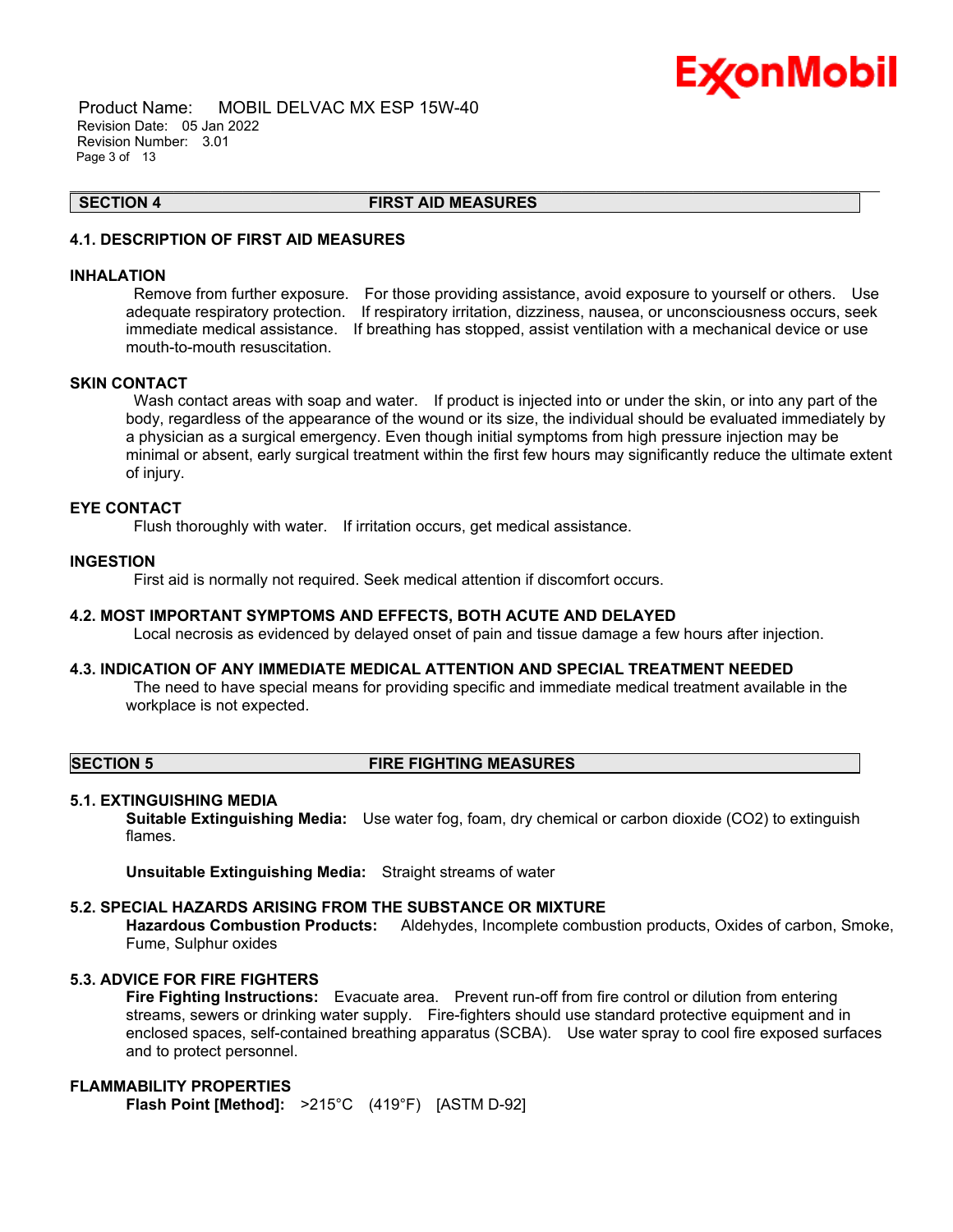## SECTION 4 FIRST AID MEASURES

### 4.1. DESCRIPTION OF FIRST AID MEASURES

#### INHALATION

Remove from further exposure. For those providing assistance, avoid exposure to yourself or others. Use adequate respiratory protection. If respiratory irritation, dizziness, nausea, or unconsciousness occurs, seek immediate medical assistance. If breathing has stopped, assist ventilation with a mechanical device or use mouth-to-mouth resuscitation.

#### SKIN CONTACT

Wash contact areas with soap and water. If product is injected into or under the skin, or into any part of the body, regardless of the appearance of the wound or its size, the individual should be evaluated immediately by a physician as a surgical emergency. Even though initial symptoms from high pressure injection may be minimal or absent, early surgical treatment within the first few hours may significantly reduce the ultimate extent of injury.

#### EYE CONTACT

Flush thoroughly with water. If irritation occurs, get medical assistance.

#### INGESTION

First aid is normally not required. Seek medical attention if discomfort occurs.

### 4.2. MOST IMPORTANT SYMPTOMS AND EFFECTS, BOTH ACUTE AND DELAYED

Local necrosis as evidenced by delayed onset of pain and tissue damage a few hours after injection.

### 4.3. INDICATION OF ANY IMMEDIATE MEDICAL ATTENTION AND SPECIAL TREATMENT NEEDED

The need to have special means for providing specific and immediate medical treatment available in the workplace is not expected.

## SECTION 5 FIRE FIGHTING MEASURES

### 5.1. EXTINGUISHING MEDIA

**Suitable Extinguishing Media:** Use water fog, foam, dry chemical or carbon dioxide ($CO_2$) to extinguish flames.

**Unsuitable Extinguishing Media:** Straight streams of water

### 5.2. SPECIAL HAZARDS ARISING FROM THE SUBSTANCE OR MIXTURE

**Hazardous Combustion Products:** Aldehydes, Incomplete combustion products, Oxides of carbon, Smoke, Fume, Sulphur oxides

### 5.3. ADVICE FOR FIRE FIGHTERS

**Fire Fighting Instructions:** Evacuate area. Prevent run-off from fire control or dilution from entering streams, sewers or drinking water supply. Fire-fighters should use standard protective equipment and in enclosed spaces, self-contained breathing apparatus (SCBA). Use water spray to cool fire exposed surfaces and to protect personnel.

#### FLAMMABILITY PROPERTIES

**Flash Point [Method]:** >215°C (419°F) [ASTM D-92]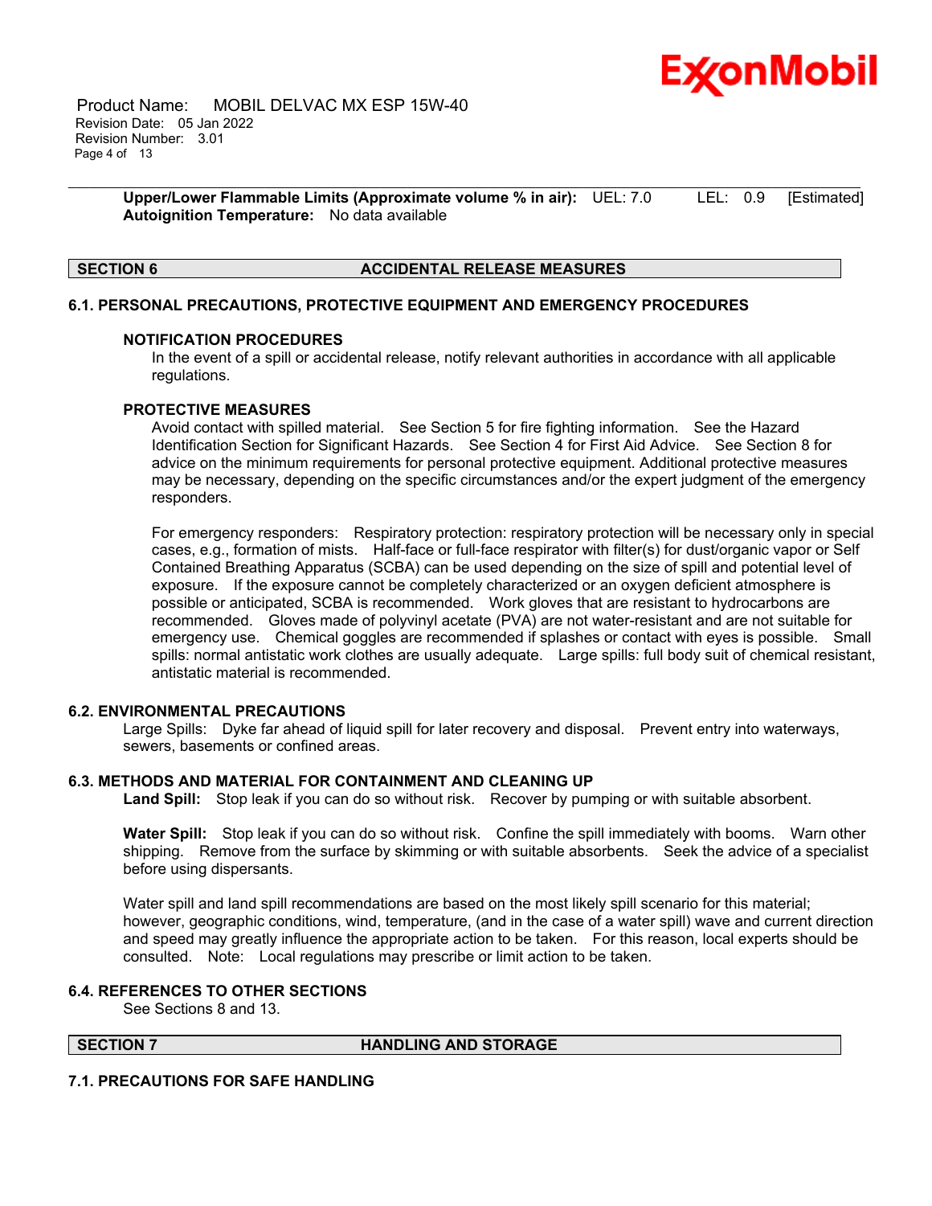**Upper/Lower Flammable Limits (Approximate volume % in air):** UEL: 7.0 LEL: 0.9 [Estimated]
**Autoignition Temperature:** No data available

## SECTION 6 ACCIDENTAL RELEASE MEASURES

### 6.1. PERSONAL PRECAUTIONS, PROTECTIVE EQUIPMENT AND EMERGENCY PROCEDURES

#### NOTIFICATION PROCEDURES

In the event of a spill or accidental release, notify relevant authorities in accordance with all applicable regulations.

#### PROTECTIVE MEASURES

Avoid contact with spilled material. See Section 5 for fire fighting information. See the Hazard Identification Section for Significant Hazards. See Section 4 for First Aid Advice. See Section 8 for advice on the minimum requirements for personal protective equipment. Additional protective measures may be necessary, depending on the specific circumstances and/or the expert judgment of the emergency responders.

For emergency responders: Respiratory protection: respiratory protection will be necessary only in special cases, e.g., formation of mists. Half-face or full-face respirator with filter(s) for dust/organic vapor or Self Contained Breathing Apparatus (SCBA) can be used depending on the size of spill and potential level of exposure. If the exposure cannot be completely characterized or an oxygen deficient atmosphere is possible or anticipated, SCBA is recommended. Work gloves that are resistant to hydrocarbons are recommended. Gloves made of polyvinyl acetate (PVA) are not water-resistant and are not suitable for emergency use. Chemical goggles are recommended if splashes or contact with eyes is possible. Small spills: normal antistatic work clothes are usually adequate. Large spills: full body suit of chemical resistant, antistatic material is recommended.

### 6.2. ENVIRONMENTAL PRECAUTIONS

Large Spills: Dyke far ahead of liquid spill for later recovery and disposal. Prevent entry into waterways, sewers, basements or confined areas.

### 6.3. METHODS AND MATERIAL FOR CONTAINMENT AND CLEANING UP

**Land Spill:** Stop leak if you can do so without risk. Recover by pumping or with suitable absorbent.

**Water Spill:** Stop leak if you can do so without risk. Confine the spill immediately with booms. Warn other shipping. Remove from the surface by skimming or with suitable absorbents. Seek the advice of a specialist before using dispersants.

Water spill and land spill recommendations are based on the most likely spill scenario for this material; however, geographic conditions, wind, temperature, (and in the case of a water spill) wave and current direction and speed may greatly influence the appropriate action to be taken. For this reason, local experts should be consulted. Note: Local regulations may prescribe or limit action to be taken.

### 6.4. REFERENCES TO OTHER SECTIONS

See Sections 8 and 13.

## SECTION 7 HANDLING AND STORAGE

### 7.1. PRECAUTIONS FOR SAFE HANDLING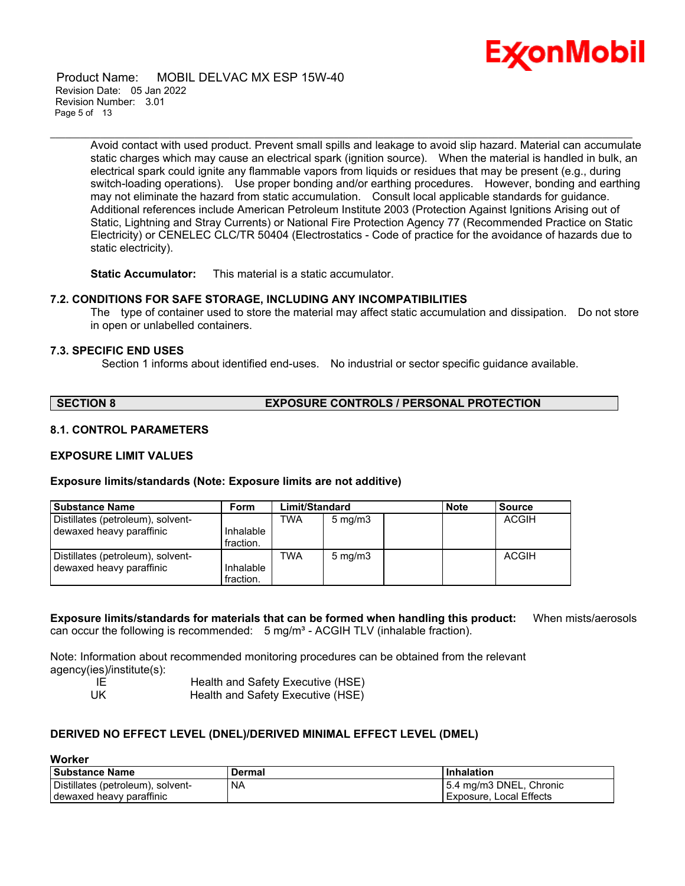Avoid contact with used product. Prevent small spills and leakage to avoid slip hazard. Material can accumulate static charges which may cause an electrical spark (ignition source). When the material is handled in bulk, an electrical spark could ignite any flammable vapors from liquids or residues that may be present (e.g., during switch-loading operations). Use proper bonding and/or earthing procedures. However, bonding and earthing may not eliminate the hazard from static accumulation. Consult local applicable standards for guidance. Additional references include American Petroleum Institute 2003 (Protection Against Ignitions Arising out of Static, Lightning and Stray Currents) or National Fire Protection Agency 77 (Recommended Practice on Static Electricity) or CENELEC CLC/TR 50404 (Electrostatics - Code of practice for the avoidance of hazards due to static electricity).

**Static Accumulator:** This material is a static accumulator.

### 7.2. CONDITIONS FOR SAFE STORAGE, INCLUDING ANY INCOMPATIBILITIES

The type of container used to store the material may affect static accumulation and dissipation. Do not store in open or unlabelled containers.

### 7.3. SPECIFIC END USES

Section 1 informs about identified end-uses. No industrial or sector specific guidance available.

## SECTION 8 EXPOSURE CONTROLS / PERSONAL PROTECTION

### 8.1. CONTROL PARAMETERS

### EXPOSURE LIMIT VALUES

**Exposure limits/standards (Note: Exposure limits are not additive)**

| Substance Name | Form | Limit/Standard | | | Note | Source |
|---|---|---|---|---|---|---|
| Distillates (petroleum), solvent-dewaxed heavy paraffinic | Inhalable fraction. | TWA | 5 mg/m3 | | | ACGIH |
| Distillates (petroleum), solvent-dewaxed heavy paraffinic | Inhalable fraction. | TWA | 5 mg/m3 | | | ACGIH |

**Exposure limits/standards for materials that can be formed when handling this product:** When mists/aerosols can occur the following is recommended: 5 mg/m³ - ACGIH TLV (inhalable fraction).

Note: Information about recommended monitoring procedures can be obtained from the relevant agency(ies)/institute(s):

| | |
|---|---|
| IE | Health and Safety Executive (HSE) |
| UK | Health and Safety Executive (HSE) |

### DERIVED NO EFFECT LEVEL (DNEL)/DERIVED MINIMAL EFFECT LEVEL (DMEL)

**Worker**

| Substance Name | Dermal | Inhalation |
|---|---|---|
| Distillates (petroleum), solvent-dewaxed heavy paraffinic | NA | 5.4 mg/m3 DNEL, Chronic Exposure, Local Effects |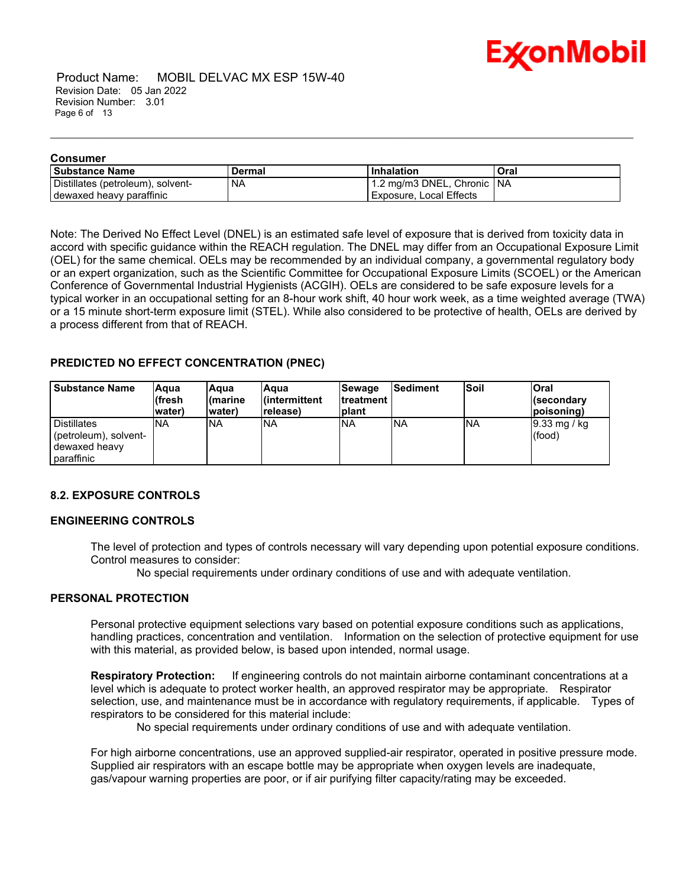**Consumer**

| Substance Name | Dermal | Inhalation | Oral |
|---|---|---|---|
| Distillates (petroleum), solvent-dewaxed heavy paraffinic | NA | 1.2 mg/m3 DNEL, Chronic Exposure, Local Effects | NA |

Note: The Derived No Effect Level (DNEL) is an estimated safe level of exposure that is derived from toxicity data in accord with specific guidance within the REACH regulation. The DNEL may differ from an Occupational Exposure Limit (OEL) for the same chemical. OELs may be recommended by an individual company, a governmental regulatory body or an expert organization, such as the Scientific Committee for Occupational Exposure Limits (SCOEL) or the American Conference of Governmental Industrial Hygienists (ACGIH). OELs are considered to be safe exposure levels for a typical worker in an occupational setting for an 8-hour work shift, 40 hour work week, as a time weighted average (TWA) or a 15 minute short-term exposure limit (STEL). While also considered to be protective of health, OELs are derived by a process different from that of REACH.

### PREDICTED NO EFFECT CONCENTRATION (PNEC)

| Substance Name | Aqua (fresh water) | Aqua (marine water) | Aqua (intermittent release) | Sewage treatment plant | Sediment | Soil | Oral (secondary poisoning) |
|---|---|---|---|---|---|---|---|
| Distillates (petroleum), solvent-dewaxed heavy paraffinic | NA | NA | NA | NA | NA | NA | 9.33 mg / kg (food) |

### 8.2. EXPOSURE CONTROLS

### ENGINEERING CONTROLS

The level of protection and types of controls necessary will vary depending upon potential exposure conditions. Control measures to consider:

No special requirements under ordinary conditions of use and with adequate ventilation.

### PERSONAL PROTECTION

Personal protective equipment selections vary based on potential exposure conditions such as applications, handling practices, concentration and ventilation. Information on the selection of protective equipment for use with this material, as provided below, is based upon intended, normal usage.

**Respiratory Protection:** If engineering controls do not maintain airborne contaminant concentrations at a level which is adequate to protect worker health, an approved respirator may be appropriate. Respirator selection, use, and maintenance must be in accordance with regulatory requirements, if applicable. Types of respirators to be considered for this material include:

No special requirements under ordinary conditions of use and with adequate ventilation.

For high airborne concentrations, use an approved supplied-air respirator, operated in positive pressure mode. Supplied air respirators with an escape bottle may be appropriate when oxygen levels are inadequate, gas/vapour warning properties are poor, or if air purifying filter capacity/rating may be exceeded.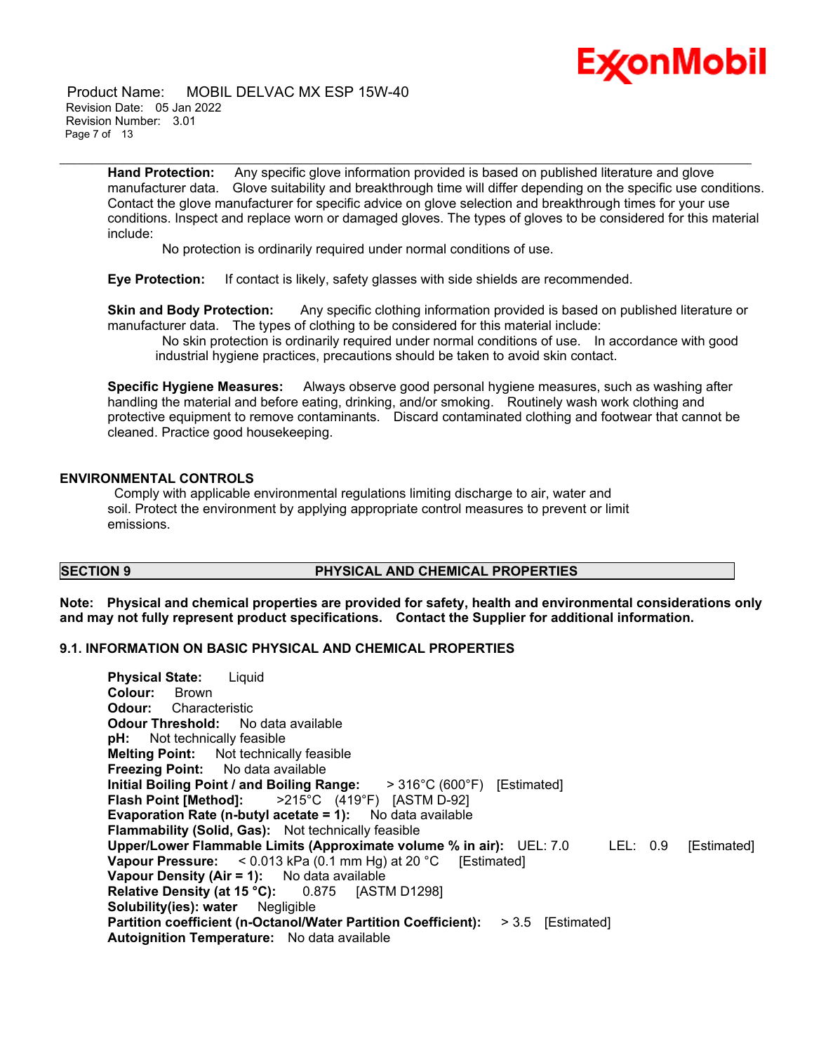**Hand Protection:** Any specific glove information provided is based on published literature and glove manufacturer data. Glove suitability and breakthrough time will differ depending on the specific use conditions. Contact the glove manufacturer for specific advice on glove selection and breakthrough times for your use conditions. Inspect and replace worn or damaged gloves. The types of gloves to be considered for this material include:

No protection is ordinarily required under normal conditions of use.

**Eye Protection:** If contact is likely, safety glasses with side shields are recommended.

**Skin and Body Protection:** Any specific clothing information provided is based on published literature or manufacturer data. The types of clothing to be considered for this material include:

No skin protection is ordinarily required under normal conditions of use. In accordance with good industrial hygiene practices, precautions should be taken to avoid skin contact.

**Specific Hygiene Measures:** Always observe good personal hygiene measures, such as washing after handling the material and before eating, drinking, and/or smoking. Routinely wash work clothing and protective equipment to remove contaminants. Discard contaminated clothing and footwear that cannot be cleaned. Practice good housekeeping.

### ENVIRONMENTAL CONTROLS

Comply with applicable environmental regulations limiting discharge to air, water and soil. Protect the environment by applying appropriate control measures to prevent or limit emissions.

## SECTION 9 PHYSICAL AND CHEMICAL PROPERTIES

**Note: Physical and chemical properties are provided for safety, health and environmental considerations only and may not fully represent product specifications. Contact the Supplier for additional information.**

### 9.1. INFORMATION ON BASIC PHYSICAL AND CHEMICAL PROPERTIES

**Physical State:** Liquid
**Colour:** Brown
**Odour:** Characteristic
**Odour Threshold:** No data available
**pH:** Not technically feasible
**Melting Point:** Not technically feasible
**Freezing Point:** No data available
**Initial Boiling Point / and Boiling Range:** > 316°C (600°F) [Estimated]
**Flash Point [Method]:** >215°C (419°F) [ASTM D-92]
**Evaporation Rate (n-butyl acetate = 1):** No data available
**Flammability (Solid, Gas):** Not technically feasible
**Upper/Lower Flammable Limits (Approximate volume % in air):** UEL: 7.0 LEL: 0.9 [Estimated]
**Vapour Pressure:** < 0.013 kPa (0.1 mm Hg) at 20 °C [Estimated]
**Vapour Density (Air = 1):** No data available
**Relative Density (at 15 °C):** 0.875 [ASTM D1298]
**Solubility(ies): water** Negligible
**Partition coefficient (n-Octanol/Water Partition Coefficient):** > 3.5 [Estimated]
**Autoignition Temperature:** No data available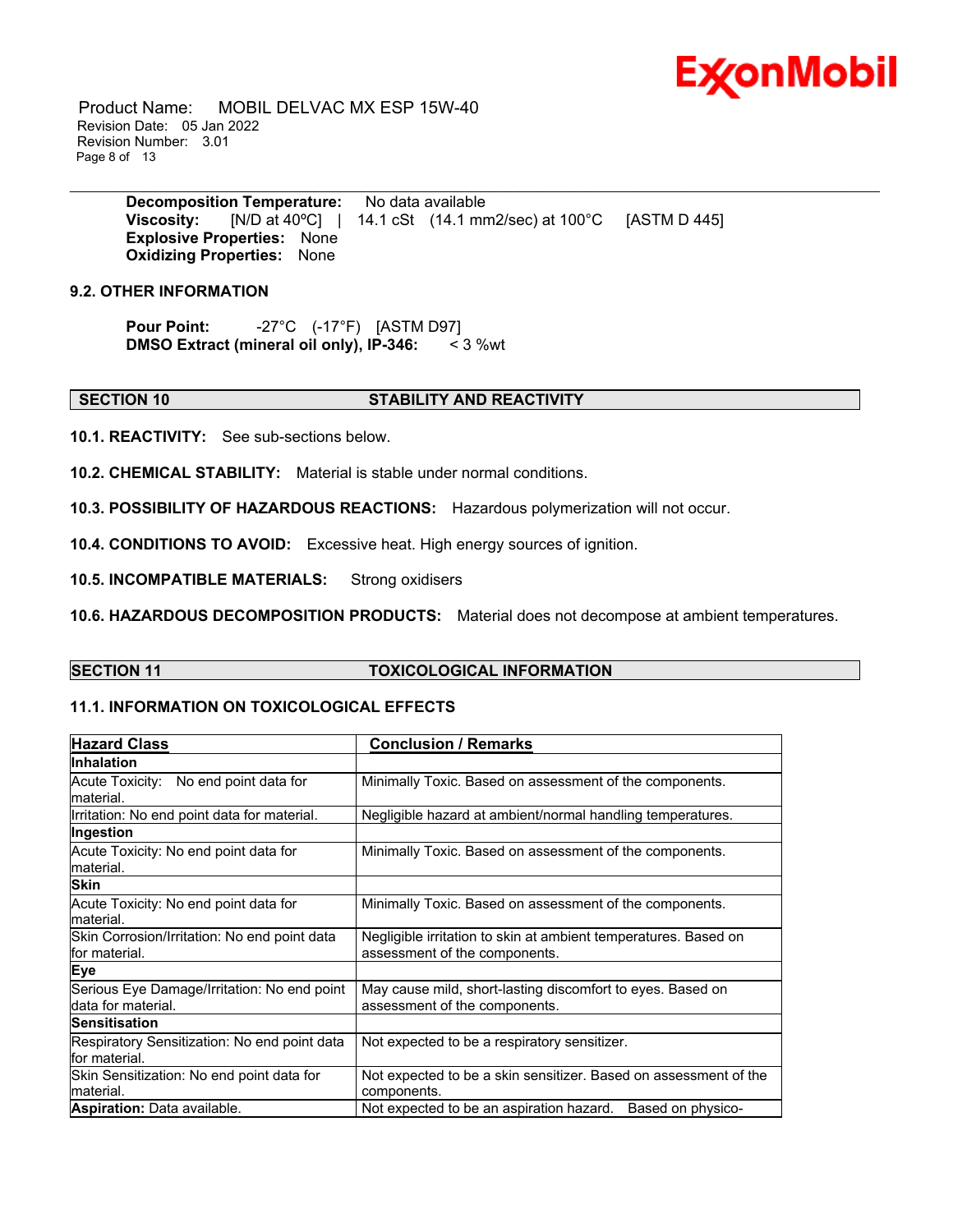**Decomposition Temperature:** No data available
**Viscosity:** [N/D at 40ºC] | 14.1 cSt (14.1 mm2/sec) at 100°C [ASTM D 445]
**Explosive Properties:** None
**Oxidizing Properties:** None

### 9.2. OTHER INFORMATION

**Pour Point:** -27°C (-17°F) [ASTM D97]
**DMSO Extract (mineral oil only), IP-346:** < 3 %wt

## SECTION 10 STABILITY AND REACTIVITY

**10.1. REACTIVITY:** See sub-sections below.

**10.2. CHEMICAL STABILITY:** Material is stable under normal conditions.

**10.3. POSSIBILITY OF HAZARDOUS REACTIONS:** Hazardous polymerization will not occur.

**10.4. CONDITIONS TO AVOID:** Excessive heat. High energy sources of ignition.

**10.5. INCOMPATIBLE MATERIALS:** Strong oxidisers

**10.6. HAZARDOUS DECOMPOSITION PRODUCTS:** Material does not decompose at ambient temperatures.

## SECTION 11 TOXICOLOGICAL INFORMATION

### 11.1. INFORMATION ON TOXICOLOGICAL EFFECTS

| Hazard Class | Conclusion / Remarks |
|---|---|
| **Inhalation** | |
| Acute Toxicity: No end point data for material. | Minimally Toxic. Based on assessment of the components. |
| Irritation: No end point data for material. | Negligible hazard at ambient/normal handling temperatures. |
| **Ingestion** | |
| Acute Toxicity: No end point data for material. | Minimally Toxic. Based on assessment of the components. |
| **Skin** | |
| Acute Toxicity: No end point data for material. | Minimally Toxic. Based on assessment of the components. |
| Skin Corrosion/Irritation: No end point data for material. | Negligible irritation to skin at ambient temperatures. Based on assessment of the components. |
| **Eye** | |
| Serious Eye Damage/Irritation: No end point data for material. | May cause mild, short-lasting discomfort to eyes. Based on assessment of the components. |
| **Sensitisation** | |
| Respiratory Sensitization: No end point data for material. | Not expected to be a respiratory sensitizer. |
| Skin Sensitization: No end point data for material. | Not expected to be a skin sensitizer. Based on assessment of the components. |
| **Aspiration:** Data available. | Not expected to be an aspiration hazard. Based on physico- |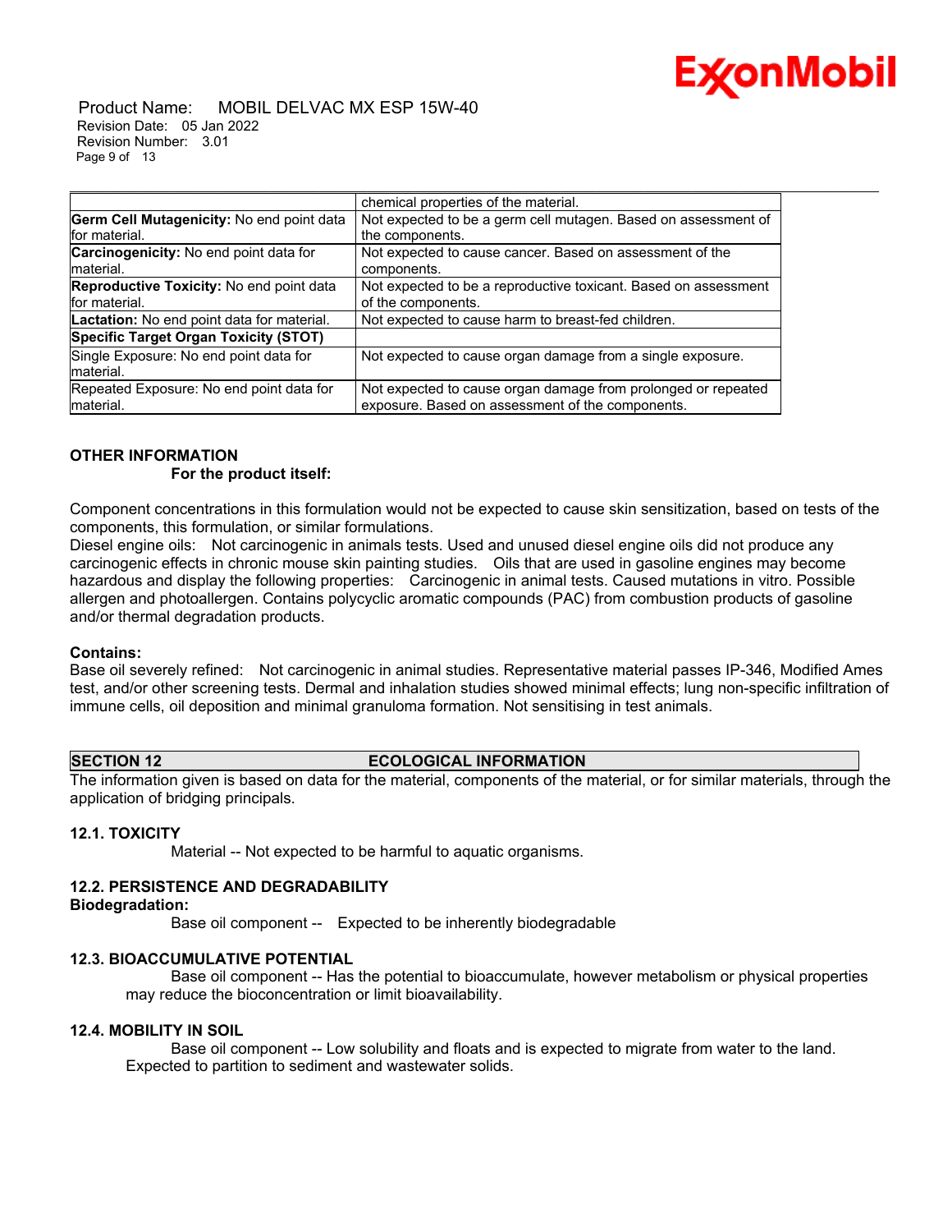| | |
|---|---|
| | chemical properties of the material. |
| **Germ Cell Mutagenicity:** No end point data for material. | Not expected to be a germ cell mutagen. Based on assessment of the components. |
| **Carcinogenicity:** No end point data for material. | Not expected to cause cancer. Based on assessment of the components. |
| **Reproductive Toxicity:** No end point data for material. | Not expected to be a reproductive toxicant. Based on assessment of the components. |
| **Lactation:** No end point data for material. | Not expected to cause harm to breast-fed children. |
| **Specific Target Organ Toxicity (STOT)** | |
| Single Exposure: No end point data for material. | Not expected to cause organ damage from a single exposure. |
| Repeated Exposure: No end point data for material. | Not expected to cause organ damage from prolonged or repeated exposure. Based on assessment of the components. |

**OTHER INFORMATION**

**For the product itself:**

Component concentrations in this formulation would not be expected to cause skin sensitization, based on tests of the components, this formulation, or similar formulations.
Diesel engine oils: Not carcinogenic in animals tests. Used and unused diesel engine oils did not produce any carcinogenic effects in chronic mouse skin painting studies. Oils that are used in gasoline engines may become hazardous and display the following properties: Carcinogenic in animal tests. Caused mutations in vitro. Possible allergen and photoallergen. Contains polycyclic aromatic compounds (PAC) from combustion products of gasoline and/or thermal degradation products.

**Contains:**
Base oil severely refined: Not carcinogenic in animal studies. Representative material passes IP-346, Modified Ames test, and/or other screening tests. Dermal and inhalation studies showed minimal effects; lung non-specific infiltration of immune cells, oil deposition and minimal granuloma formation. Not sensitising in test animals.

## SECTION 12 ECOLOGICAL INFORMATION

The information given is based on data for the material, components of the material, or for similar materials, through the application of bridging principals.

### 12.1. TOXICITY

Material -- Not expected to be harmful to aquatic organisms.

### 12.2. PERSISTENCE AND DEGRADABILITY

**Biodegradation:**

Base oil component -- Expected to be inherently biodegradable

### 12.3. BIOACCUMULATIVE POTENTIAL

Base oil component -- Has the potential to bioaccumulate, however metabolism or physical properties may reduce the bioconcentration or limit bioavailability.

### 12.4. MOBILITY IN SOIL

Base oil component -- Low solubility and floats and is expected to migrate from water to the land. Expected to partition to sediment and wastewater solids.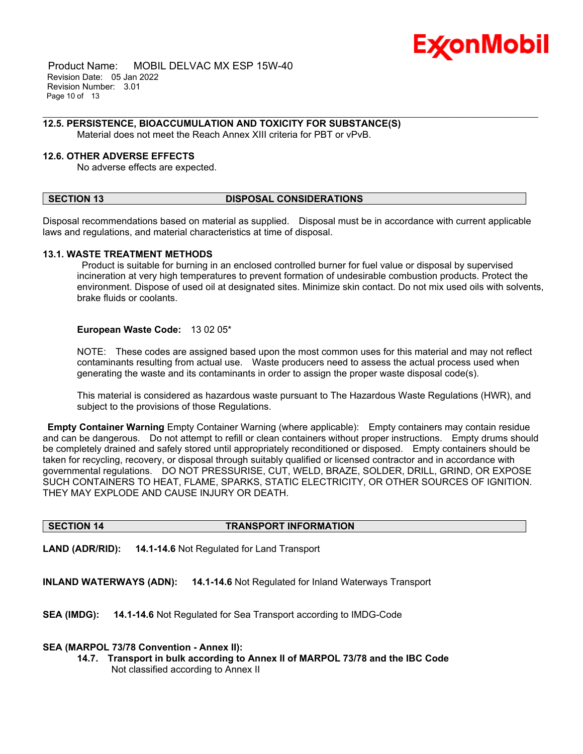### 12.5. PERSISTENCE, BIOACCUMULATION AND TOXICITY FOR SUBSTANCE(S)

Material does not meet the Reach Annex XIII criteria for PBT or vPvB.

### 12.6. OTHER ADVERSE EFFECTS

No adverse effects are expected.

## SECTION 13 DISPOSAL CONSIDERATIONS

Disposal recommendations based on material as supplied. Disposal must be in accordance with current applicable laws and regulations, and material characteristics at time of disposal.

### 13.1. WASTE TREATMENT METHODS

Product is suitable for burning in an enclosed controlled burner for fuel value or disposal by supervised incineration at very high temperatures to prevent formation of undesirable combustion products. Protect the environment. Dispose of used oil at designated sites. Minimize skin contact. Do not mix used oils with solvents, brake fluids or coolants.

**European Waste Code:** 13 02 05*

NOTE: These codes are assigned based upon the most common uses for this material and may not reflect contaminants resulting from actual use. Waste producers need to assess the actual process used when generating the waste and its contaminants in order to assign the proper waste disposal code(s).

This material is considered as hazardous waste pursuant to The Hazardous Waste Regulations (HWR), and subject to the provisions of those Regulations.

**Empty Container Warning** Empty Container Warning (where applicable): Empty containers may contain residue and can be dangerous. Do not attempt to refill or clean containers without proper instructions. Empty drums should be completely drained and safely stored until appropriately reconditioned or disposed. Empty containers should be taken for recycling, recovery, or disposal through suitably qualified or licensed contractor and in accordance with governmental regulations. DO NOT PRESSURISE, CUT, WELD, BRAZE, SOLDER, DRILL, GRIND, OR EXPOSE SUCH CONTAINERS TO HEAT, FLAME, SPARKS, STATIC ELECTRICITY, OR OTHER SOURCES OF IGNITION. THEY MAY EXPLODE AND CAUSE INJURY OR DEATH.

## SECTION 14 TRANSPORT INFORMATION

**LAND (ADR/RID):** **14.1-14.6** Not Regulated for Land Transport

**INLAND WATERWAYS (ADN):** **14.1-14.6** Not Regulated for Inland Waterways Transport

**SEA (IMDG):** **14.1-14.6** Not Regulated for Sea Transport according to IMDG-Code

**SEA (MARPOL 73/78 Convention - Annex II):**

**14.7. Transport in bulk according to Annex II of MARPOL 73/78 and the IBC Code**

Not classified according to Annex II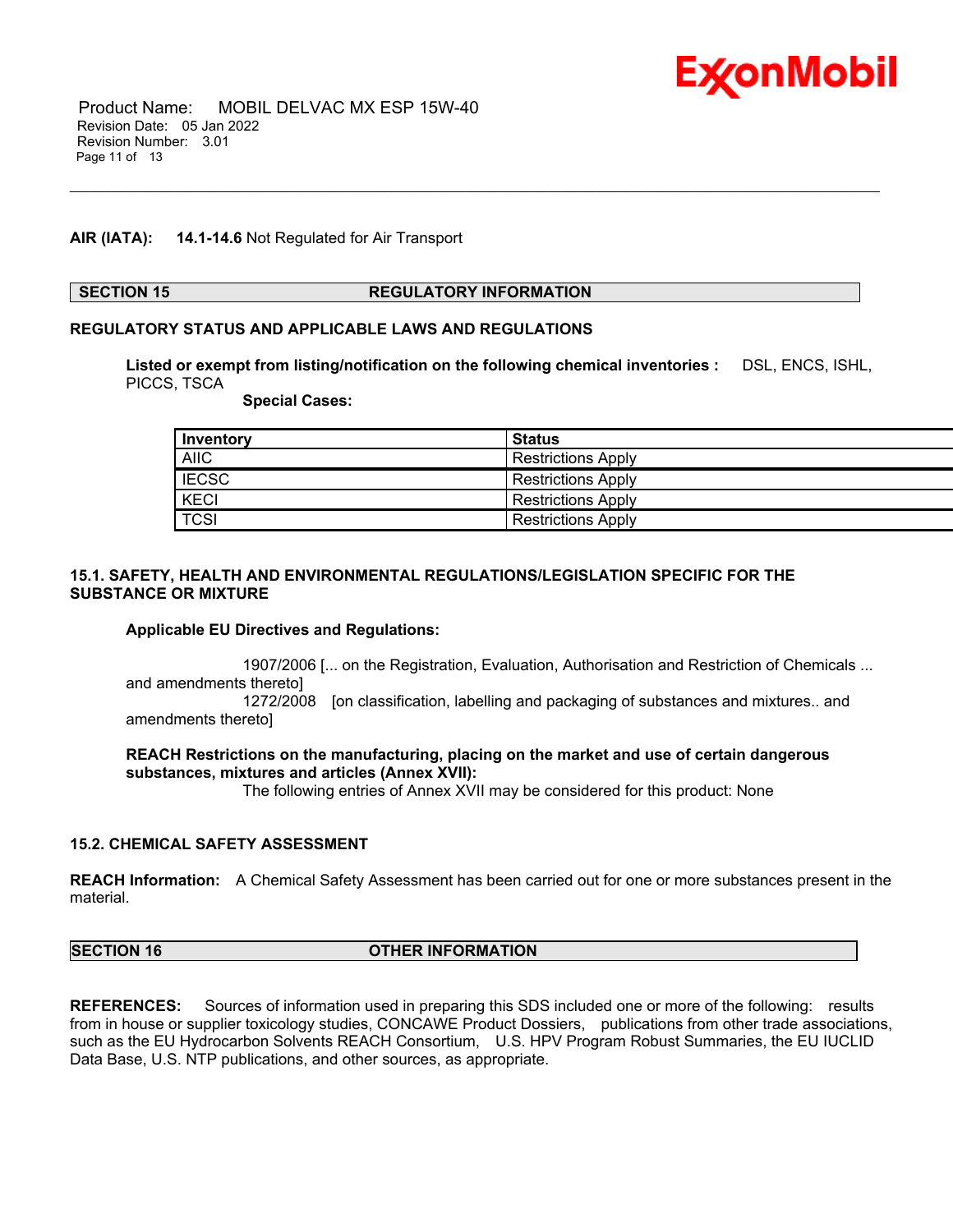**AIR (IATA):** **14.1-14.6** Not Regulated for Air Transport

## SECTION 15 REGULATORY INFORMATION

**REGULATORY STATUS AND APPLICABLE LAWS AND REGULATIONS**

**Listed or exempt from listing/notification on the following chemical inventories :** DSL, ENCS, ISHL, PICCS, TSCA

**Special Cases:**

| Inventory | Status |
| --- | --- |
| AIIC | Restrictions Apply |
| IECSC | Restrictions Apply |
| KECI | Restrictions Apply |
| TCSI | Restrictions Apply |

**15.1. SAFETY, HEALTH AND ENVIRONMENTAL REGULATIONS/LEGISLATION SPECIFIC FOR THE SUBSTANCE OR MIXTURE**

**Applicable EU Directives and Regulations:**

1907/2006 [... on the Registration, Evaluation, Authorisation and Restriction of Chemicals ... and amendments thereto]
1272/2008 [on classification, labelling and packaging of substances and mixtures.. and amendments thereto]

**REACH Restrictions on the manufacturing, placing on the market and use of certain dangerous substances, mixtures and articles (Annex XVII):**
The following entries of Annex XVII may be considered for this product: None

**15.2. CHEMICAL SAFETY ASSESSMENT**

**REACH Information:** A Chemical Safety Assessment has been carried out for one or more substances present in the material.

## SECTION 16 OTHER INFORMATION

**REFERENCES:** Sources of information used in preparing this SDS included one or more of the following: results from in house or supplier toxicology studies, CONCAWE Product Dossiers, publications from other trade associations, such as the EU Hydrocarbon Solvents REACH Consortium, U.S. HPV Program Robust Summaries, the EU IUCLID Data Base, U.S. NTP publications, and other sources, as appropriate.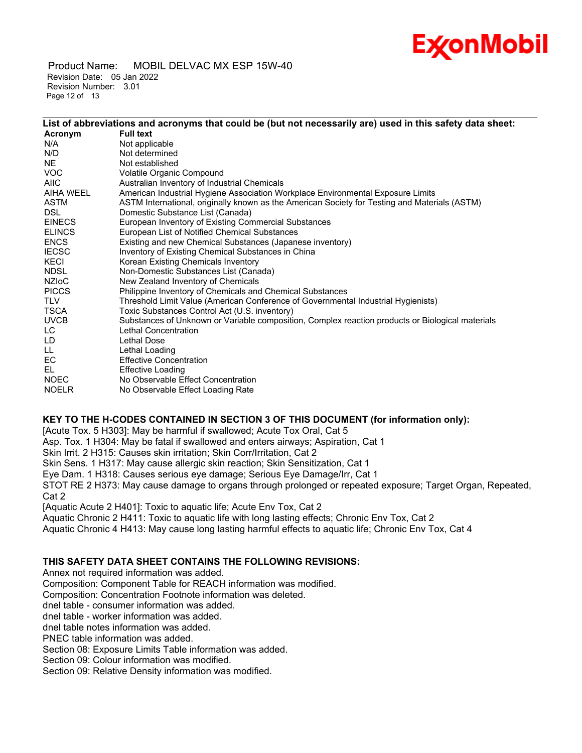**List of abbreviations and acronyms that could be (but not necessarily are) used in this safety data sheet:**

| Acronym | Full text |
| --- | --- |
| N/A | Not applicable |
| N/D | Not determined |
| NE | Not established |
| VOC | Volatile Organic Compound |
| AIIC | Australian Inventory of Industrial Chemicals |
| AIHA WEEL | American Industrial Hygiene Association Workplace Environmental Exposure Limits |
| ASTM | ASTM International, originally known as the American Society for Testing and Materials (ASTM) |
| DSL | Domestic Substance List (Canada) |
| EINECS | European Inventory of Existing Commercial Substances |
| ELINCS | European List of Notified Chemical Substances |
| ENCS | Existing and new Chemical Substances (Japanese inventory) |
| IECSC | Inventory of Existing Chemical Substances in China |
| KECI | Korean Existing Chemicals Inventory |
| NDSL | Non-Domestic Substances List (Canada) |
| NZIoC | New Zealand Inventory of Chemicals |
| PICCS | Philippine Inventory of Chemicals and Chemical Substances |
| TLV | Threshold Limit Value (American Conference of Governmental Industrial Hygienists) |
| TSCA | Toxic Substances Control Act (U.S. inventory) |
| UVCB | Substances of Unknown or Variable composition, Complex reaction products or Biological materials |
| LC | Lethal Concentration |
| LD | Lethal Dose |
| LL | Lethal Loading |
| EC | Effective Concentration |
| EL | Effective Loading |
| NOEC | No Observable Effect Concentration |
| NOELR | No Observable Effect Loading Rate |

**KEY TO THE H-CODES CONTAINED IN SECTION 3 OF THIS DOCUMENT (for information only):**

[Acute Tox. 5 H303]: May be harmful if swallowed; Acute Tox Oral, Cat 5
Asp. Tox. 1 H304: May be fatal if swallowed and enters airways; Aspiration, Cat 1
Skin Irrit. 2 H315: Causes skin irritation; Skin Corr/Irritation, Cat 2
Skin Sens. 1 H317: May cause allergic skin reaction; Skin Sensitization, Cat 1
Eye Dam. 1 H318: Causes serious eye damage; Serious Eye Damage/Irr, Cat 1
STOT RE 2 H373: May cause damage to organs through prolonged or repeated exposure; Target Organ, Repeated, Cat 2
[Aquatic Acute 2 H401]: Toxic to aquatic life; Acute Env Tox, Cat 2
Aquatic Chronic 2 H411: Toxic to aquatic life with long lasting effects; Chronic Env Tox, Cat 2
Aquatic Chronic 4 H413: May cause long lasting harmful effects to aquatic life; Chronic Env Tox, Cat 4

**THIS SAFETY DATA SHEET CONTAINS THE FOLLOWING REVISIONS:**

Annex not required information was added.
Composition: Component Table for REACH information was modified.
Composition: Concentration Footnote information was deleted.
dnel table - consumer information was added.
dnel table - worker information was added.
dnel table notes information was added.
PNEC table information was added.
Section 08: Exposure Limits Table information was added.
Section 09: Colour information was modified.
Section 09: Relative Density information was modified.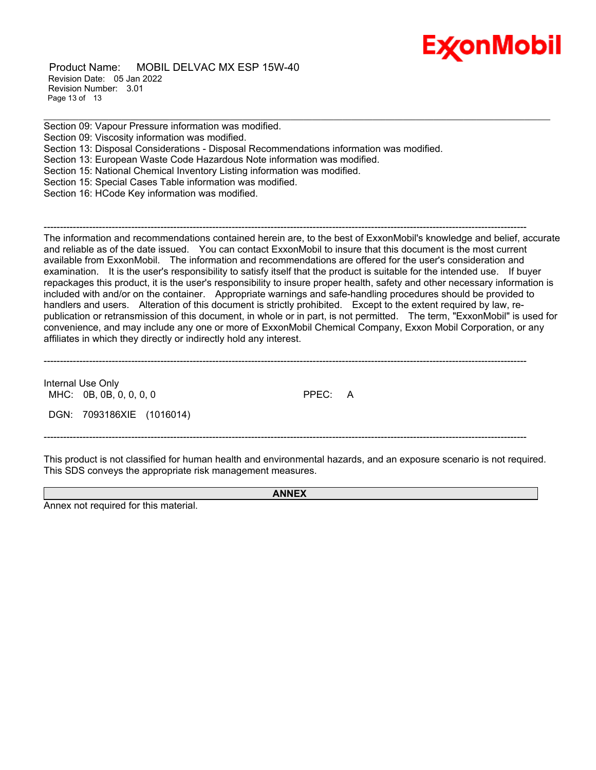Section 09: Vapour Pressure information was modified.
Section 09: Viscosity information was modified.
Section 13: Disposal Considerations - Disposal Recommendations information was modified.
Section 13: European Waste Code Hazardous Note information was modified.
Section 15: National Chemical Inventory Listing information was modified.
Section 15: Special Cases Table information was modified.
Section 16: HCode Key information was modified.

-----------------------------------------------------------------------------------------------------------------------------------------------

The information and recommendations contained herein are, to the best of ExxonMobil's knowledge and belief, accurate and reliable as of the date issued. You can contact ExxonMobil to insure that this document is the most current available from ExxonMobil. The information and recommendations are offered for the user's consideration and examination. It is the user's responsibility to satisfy itself that the product is suitable for the intended use. If buyer repackages this product, it is the user's responsibility to insure proper health, safety and other necessary information is included with and/or on the container. Appropriate warnings and safe-handling procedures should be provided to handlers and users. Alteration of this document is strictly prohibited. Except to the extent required by law, re-publication or retransmission of this document, in whole or in part, is not permitted. The term, "ExxonMobil" is used for convenience, and may include any one or more of ExxonMobil Chemical Company, Exxon Mobil Corporation, or any affiliates in which they directly or indirectly hold any interest.

-----------------------------------------------------------------------------------------------------------------------------------------------

Internal Use Only
MHC: 0B, 0B, 0, 0, 0, 0 PPEC: A

DGN: 7093186XIE (1016014)

-----------------------------------------------------------------------------------------------------------------------------------------------

This product is not classified for human health and environmental hazards, and an exposure scenario is not required. This SDS conveys the appropriate risk management measures.

## ANNEX

Annex not required for this material.